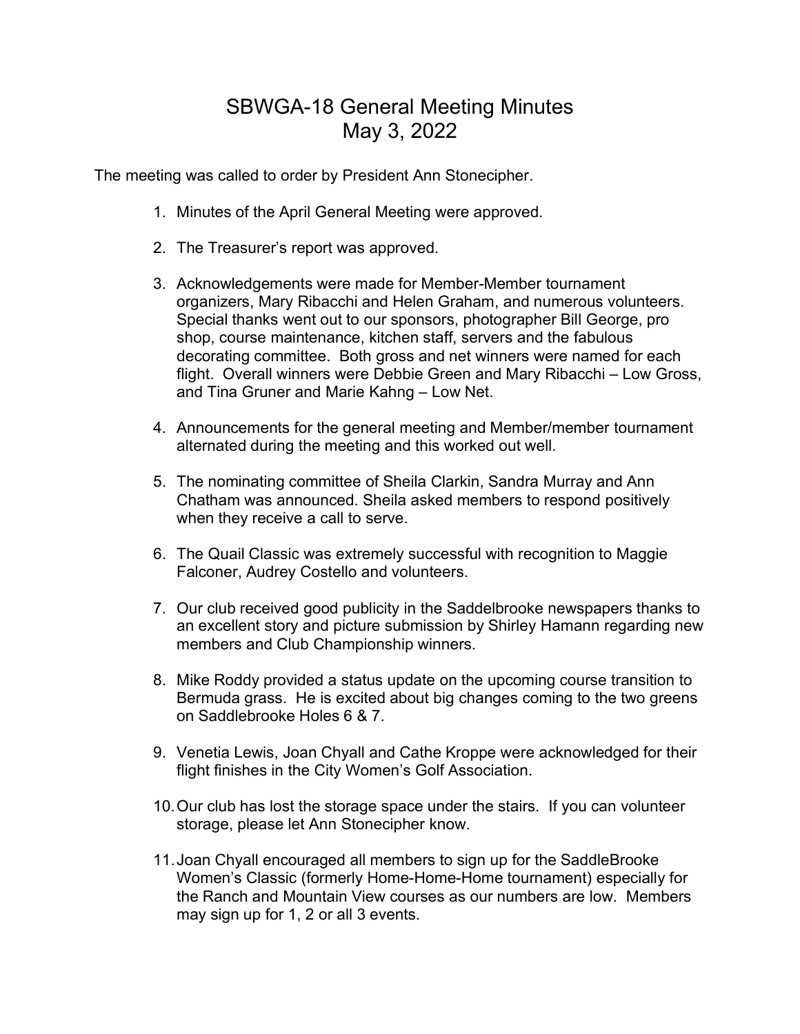# SBWGA-18 General Meeting Minutes
## May 3, 2022

The meeting was called to order by President Ann Stonecipher.

1. Minutes of the April General Meeting were approved.

2. The Treasurer's report was approved.

3. Acknowledgements were made for Member-Member tournament organizers, Mary Ribacchi and Helen Graham, and numerous volunteers. Special thanks went out to our sponsors, photographer Bill George, pro shop, course maintenance, kitchen staff, servers and the fabulous decorating committee. Both gross and net winners were named for each flight. Overall winners were Debbie Green and Mary Ribacchi – Low Gross, and Tina Gruner and Marie Kahng – Low Net.

4. Announcements for the general meeting and Member/member tournament alternated during the meeting and this worked out well.

5. The nominating committee of Sheila Clarkin, Sandra Murray and Ann Chatham was announced. Sheila asked members to respond positively when they receive a call to serve.

6. The Quail Classic was extremely successful with recognition to Maggie Falconer, Audrey Costello and volunteers.

7. Our club received good publicity in the Saddelbrooke newspapers thanks to an excellent story and picture submission by Shirley Hamann regarding new members and Club Championship winners.

8. Mike Roddy provided a status update on the upcoming course transition to Bermuda grass. He is excited about big changes coming to the two greens on Saddlebrooke Holes 6 & 7.

9. Venetia Lewis, Joan Chyall and Cathe Kroppe were acknowledged for their flight finishes in the City Women's Golf Association.

10. Our club has lost the storage space under the stairs. If you can volunteer storage, please let Ann Stonecipher know.

11. Joan Chyall encouraged all members to sign up for the SaddleBrooke Women's Classic (formerly Home-Home-Home tournament) especially for the Ranch and Mountain View courses as our numbers are low. Members may sign up for 1, 2 or all 3 events.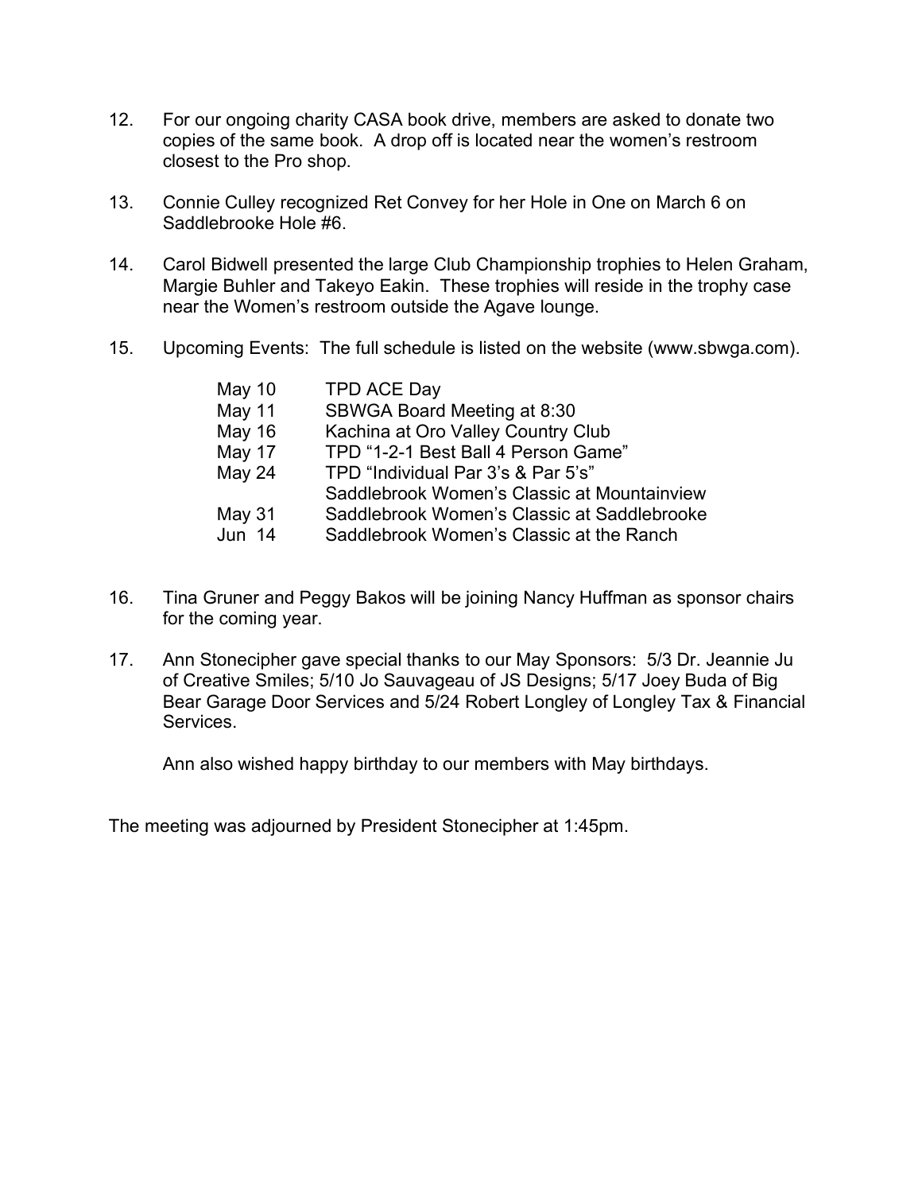12. For our ongoing charity CASA book drive, members are asked to donate two copies of the same book. A drop off is located near the women's restroom closest to the Pro shop.

13. Connie Culley recognized Ret Convey for her Hole in One on March 6 on Saddlebrooke Hole #6.

14. Carol Bidwell presented the large Club Championship trophies to Helen Graham, Margie Buhler and Takeyo Eakin. These trophies will reside in the trophy case near the Women's restroom outside the Agave lounge.

15. Upcoming Events: The full schedule is listed on the website (www.sbwga.com).

| | |
|---|---|
| May 10 | TPD ACE Day |
| May 11 | SBWGA Board Meeting at 8:30 |
| May 16 | Kachina at Oro Valley Country Club |
| May 17 | TPD "1-2-1 Best Ball 4 Person Game" |
| May 24 | TPD "Individual Par 3's & Par 5's" |
| | Saddlebrook Women's Classic at Mountainview |
| May 31 | Saddlebrook Women's Classic at Saddlebrooke |
| Jun 14 | Saddlebrook Women's Classic at the Ranch |

16. Tina Gruner and Peggy Bakos will be joining Nancy Huffman as sponsor chairs for the coming year.

17. Ann Stonecipher gave special thanks to our May Sponsors: 5/3 Dr. Jeannie Ju of Creative Smiles; 5/10 Jo Sauvageau of JS Designs; 5/17 Joey Buda of Big Bear Garage Door Services and 5/24 Robert Longley of Longley Tax & Financial Services.

    Ann also wished happy birthday to our members with May birthdays.

The meeting was adjourned by President Stonecipher at 1:45pm.